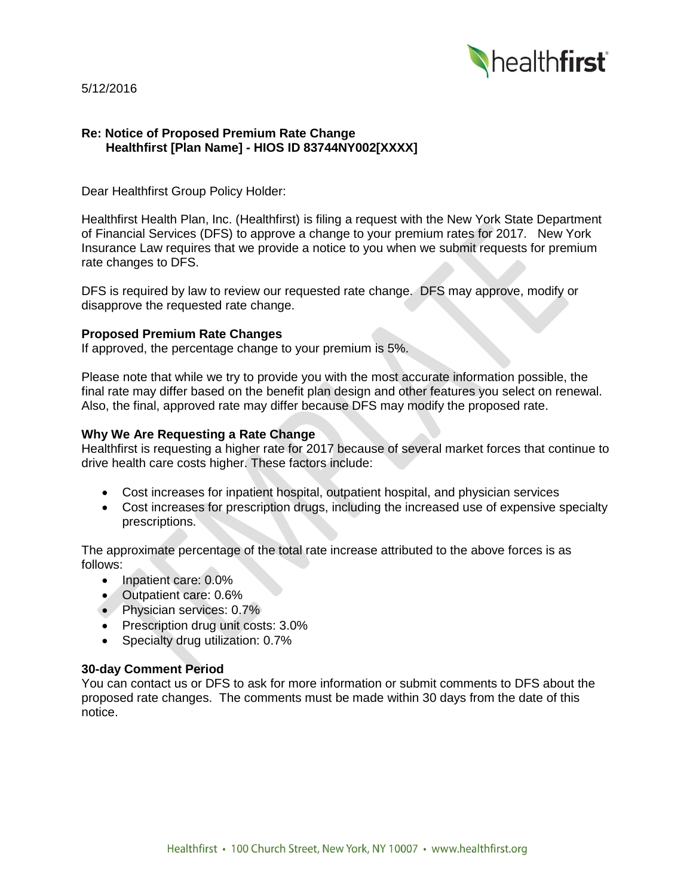5/12/2016

**Re: Notice of Proposed Premium Rate Change**
**Healthfirst [Plan Name] - HIOS ID 83744NY002[XXXX]**

Dear Healthfirst Group Policy Holder:

Healthfirst Health Plan, Inc. (Healthfirst) is filing a request with the New York State Department of Financial Services (DFS) to approve a change to your premium rates for 2017. New York Insurance Law requires that we provide a notice to you when we submit requests for premium rate changes to DFS.

DFS is required by law to review our requested rate change. DFS may approve, modify or disapprove the requested rate change.

**Proposed Premium Rate Changes**

If approved, the percentage change to your premium is 5%.

Please note that while we try to provide you with the most accurate information possible, the final rate may differ based on the benefit plan design and other features you select on renewal. Also, the final, approved rate may differ because DFS may modify the proposed rate.

**Why We Are Requesting a Rate Change**

Healthfirst is requesting a higher rate for 2017 because of several market forces that continue to drive health care costs higher. These factors include:

- Cost increases for inpatient hospital, outpatient hospital, and physician services
- Cost increases for prescription drugs, including the increased use of expensive specialty prescriptions.

The approximate percentage of the total rate increase attributed to the above forces is as follows:

- Inpatient care: 0.0%
- Outpatient care: 0.6%
- Physician services: 0.7%
- Prescription drug unit costs: 3.0%
- Specialty drug utilization: 0.7%

**30-day Comment Period**

You can contact us or DFS to ask for more information or submit comments to DFS about the proposed rate changes. The comments must be made within 30 days from the date of this notice.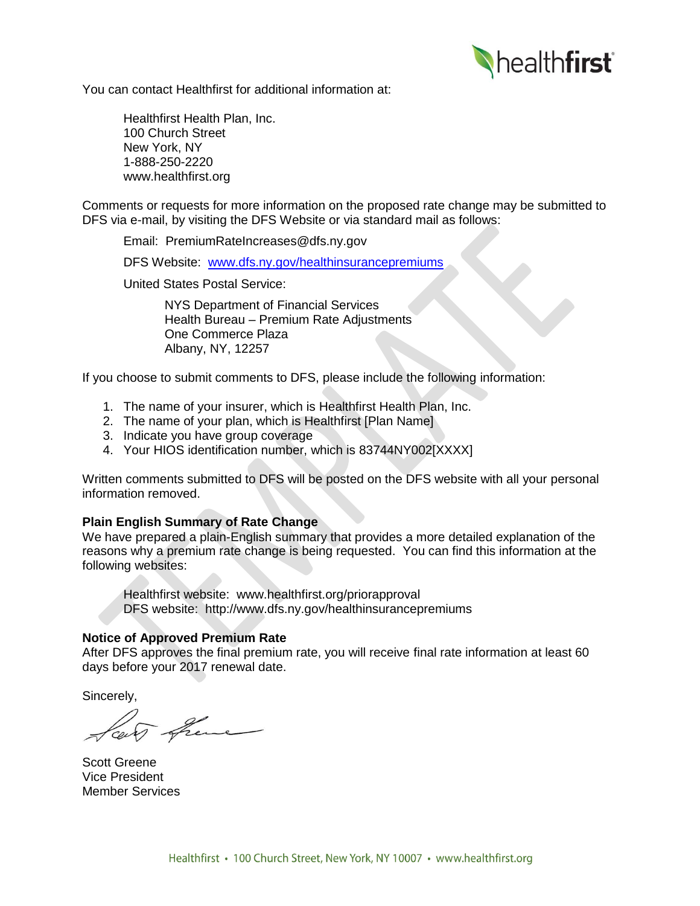You can contact Healthfirst for additional information at:

Healthfirst Health Plan, Inc.
100 Church Street
New York, NY
1-888-250-2220
www.healthfirst.org

Comments or requests for more information on the proposed rate change may be submitted to DFS via e-mail, by visiting the DFS Website or via standard mail as follows:

Email: PremiumRateIncreases@dfs.ny.gov

DFS Website: www.dfs.ny.gov/healthinsurancepremiums

United States Postal Service:

NYS Department of Financial Services
Health Bureau – Premium Rate Adjustments
One Commerce Plaza
Albany, NY, 12257

If you choose to submit comments to DFS, please include the following information:

1. The name of your insurer, which is Healthfirst Health Plan, Inc.
2. The name of your plan, which is Healthfirst [Plan Name]
3. Indicate you have group coverage
4. Your HIOS identification number, which is 83744NY002[XXXX]

Written comments submitted to DFS will be posted on the DFS website with all your personal information removed.

**Plain English Summary of Rate Change**

We have prepared a plain-English summary that provides a more detailed explanation of the reasons why a premium rate change is being requested. You can find this information at the following websites:

Healthfirst website: www.healthfirst.org/priorapproval
DFS website: http://www.dfs.ny.gov/healthinsurancepremiums

**Notice of Approved Premium Rate**

After DFS approves the final premium rate, you will receive final rate information at least 60 days before your 2017 renewal date.

Sincerely,

Scott Greene
Vice President
Member Services